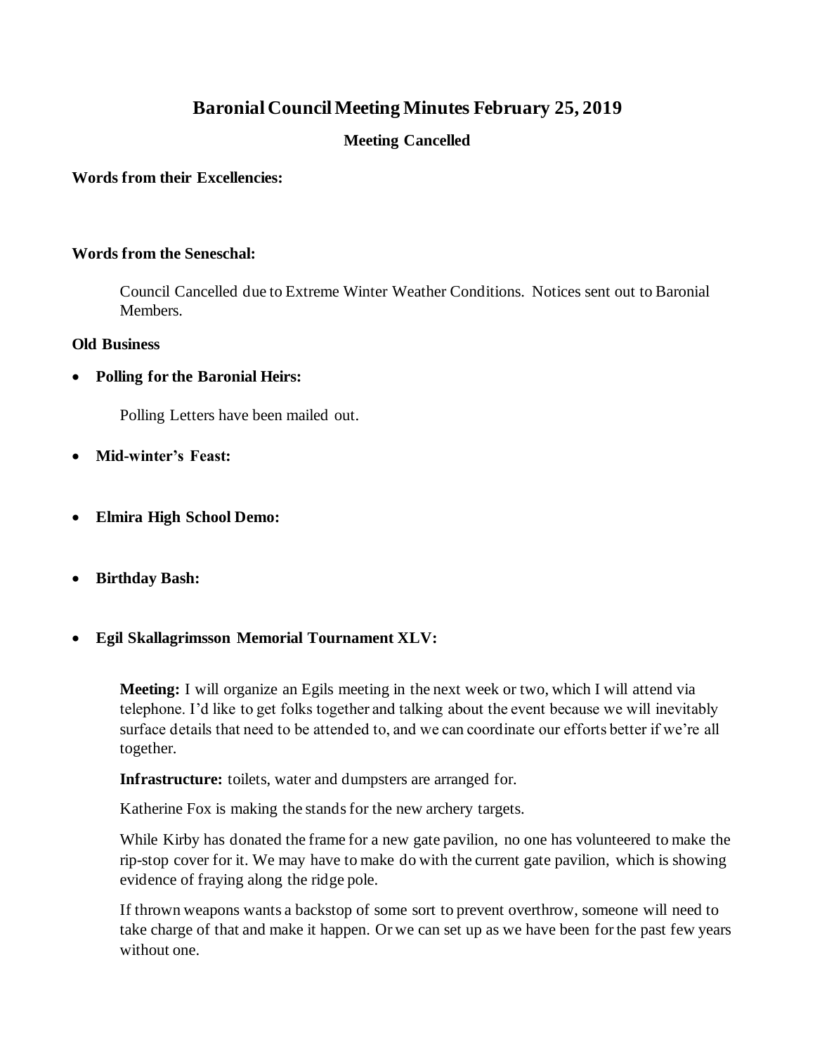# Baronial Council Meeting Minutes February 25, 2019

**Meeting Cancelled**

**Words from their Excellencies:**

**Words from the Seneschal:**

Council Cancelled due to Extreme Winter Weather Conditions. Notices sent out to Baronial Members.

**Old Business**

- **Polling for the Baronial Heirs:**

  Polling Letters have been mailed out.

- **Mid-winter's Feast:**

- **Elmira High School Demo:**

- **Birthday Bash:**

- **Egil Skallagrimsson Memorial Tournament XLV:**

  **Meeting:** I will organize an Egils meeting in the next week or two, which I will attend via telephone. I'd like to get folks together and talking about the event because we will inevitably surface details that need to be attended to, and we can coordinate our efforts better if we're all together.

  **Infrastructure:** toilets, water and dumpsters are arranged for.

  Katherine Fox is making the stands for the new archery targets.

  While Kirby has donated the frame for a new gate pavilion, no one has volunteered to make the rip-stop cover for it. We may have to make do with the current gate pavilion, which is showing evidence of fraying along the ridge pole.

  If thrown weapons wants a backstop of some sort to prevent overthrow, someone will need to take charge of that and make it happen. Or we can set up as we have been for the past few years without one.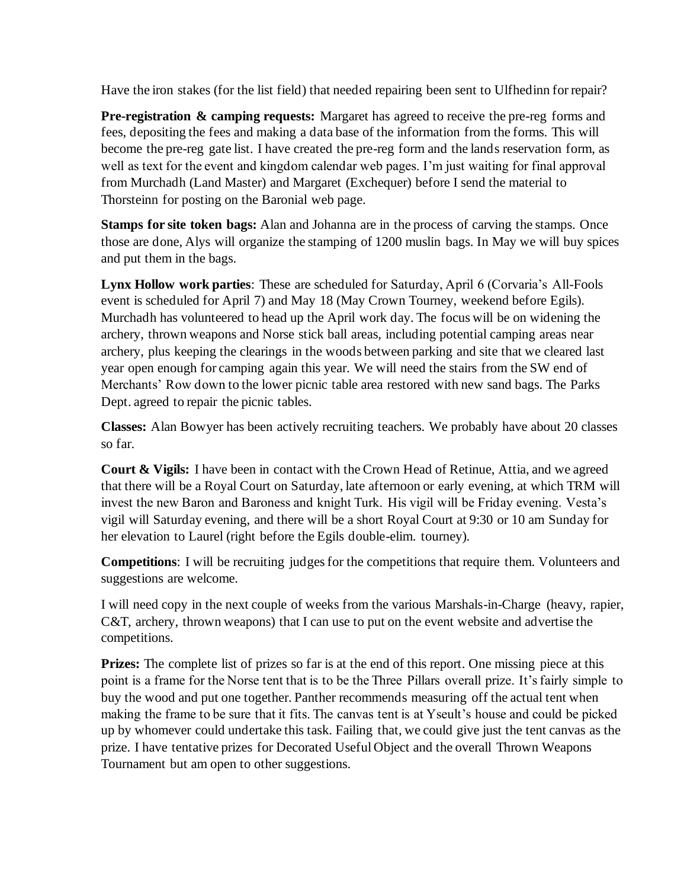Have the iron stakes (for the list field) that needed repairing been sent to Ulfhedinn for repair?

**Pre-registration & camping requests:** Margaret has agreed to receive the pre-reg forms and fees, depositing the fees and making a data base of the information from the forms. This will become the pre-reg gate list. I have created the pre-reg form and the lands reservation form, as well as text for the event and kingdom calendar web pages. I'm just waiting for final approval from Murchadh (Land Master) and Margaret (Exchequer) before I send the material to Thorsteinn for posting on the Baronial web page.

**Stamps for site token bags:** Alan and Johanna are in the process of carving the stamps. Once those are done, Alys will organize the stamping of 1200 muslin bags. In May we will buy spices and put them in the bags.

**Lynx Hollow work parties**: These are scheduled for Saturday, April 6 (Corvaria's All-Fools event is scheduled for April 7) and May 18 (May Crown Tourney, weekend before Egils). Murchadh has volunteered to head up the April work day. The focus will be on widening the archery, thrown weapons and Norse stick ball areas, including potential camping areas near archery, plus keeping the clearings in the woods between parking and site that we cleared last year open enough for camping again this year. We will need the stairs from the SW end of Merchants' Row down to the lower picnic table area restored with new sand bags. The Parks Dept. agreed to repair the picnic tables.

**Classes:** Alan Bowyer has been actively recruiting teachers. We probably have about 20 classes so far.

**Court & Vigils:** I have been in contact with the Crown Head of Retinue, Attia, and we agreed that there will be a Royal Court on Saturday, late afternoon or early evening, at which TRM will invest the new Baron and Baroness and knight Turk. His vigil will be Friday evening. Vesta's vigil will Saturday evening, and there will be a short Royal Court at 9:30 or 10 am Sunday for her elevation to Laurel (right before the Egils double-elim. tourney).

**Competitions**: I will be recruiting judges for the competitions that require them. Volunteers and suggestions are welcome.

I will need copy in the next couple of weeks from the various Marshals-in-Charge (heavy, rapier, C&T, archery, thrown weapons) that I can use to put on the event website and advertise the competitions.

**Prizes:** The complete list of prizes so far is at the end of this report. One missing piece at this point is a frame for the Norse tent that is to be the Three Pillars overall prize. It's fairly simple to buy the wood and put one together. Panther recommends measuring off the actual tent when making the frame to be sure that it fits. The canvas tent is at Yseult's house and could be picked up by whomever could undertake this task. Failing that, we could give just the tent canvas as the prize. I have tentative prizes for Decorated Useful Object and the overall Thrown Weapons Tournament but am open to other suggestions.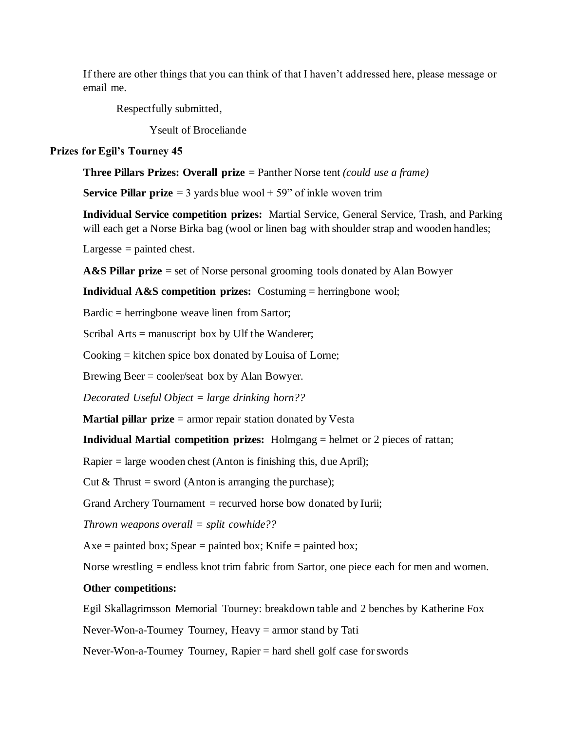If there are other things that you can think of that I haven't addressed here, please message or email me.

Respectfully submitted,

Yseult of Broceliande

**Prizes for Egil's Tourney 45**

**Three Pillars Prizes: Overall prize** = Panther Norse tent *(could use a frame)*

**Service Pillar prize** = 3 yards blue wool + 59" of inkle woven trim

**Individual Service competition prizes:** Martial Service, General Service, Trash, and Parking will each get a Norse Birka bag (wool or linen bag with shoulder strap and wooden handles;

Largesse = painted chest.

**A&S Pillar prize** = set of Norse personal grooming tools donated by Alan Bowyer

**Individual A&S competition prizes:** Costuming = herringbone wool;

Bardic = herringbone weave linen from Sartor;

Scribal Arts = manuscript box by Ulf the Wanderer;

Cooking = kitchen spice box donated by Louisa of Lorne;

Brewing Beer = cooler/seat box by Alan Bowyer.

*Decorated Useful Object = large drinking horn??*

**Martial pillar prize** = armor repair station donated by Vesta

**Individual Martial competition prizes:** Holmgang = helmet or 2 pieces of rattan;

Rapier = large wooden chest (Anton is finishing this, due April);

Cut & Thrust = sword (Anton is arranging the purchase);

Grand Archery Tournament = recurved horse bow donated by Iurii;

*Thrown weapons overall = split cowhide??*

Axe = painted box; Spear = painted box; Knife = painted box;

Norse wrestling = endless knot trim fabric from Sartor, one piece each for men and women.

**Other competitions:**

Egil Skallagrimsson Memorial Tourney: breakdown table and 2 benches by Katherine Fox

Never-Won-a-Tourney Tourney, Heavy = armor stand by Tati

Never-Won-a-Tourney Tourney, Rapier = hard shell golf case for swords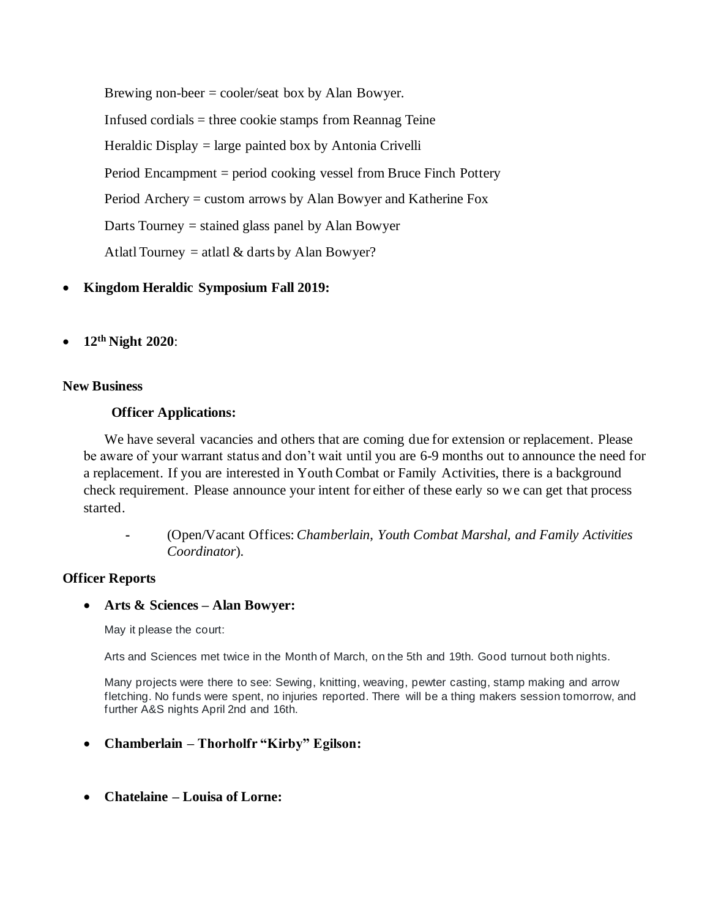Brewing non-beer = cooler/seat box by Alan Bowyer.

Infused cordials = three cookie stamps from Reannag Teine

Heraldic Display = large painted box by Antonia Crivelli

Period Encampment = period cooking vessel from Bruce Finch Pottery

Period Archery = custom arrows by Alan Bowyer and Katherine Fox

Darts Tourney = stained glass panel by Alan Bowyer

Atlatl Tourney = atlatl & darts by Alan Bowyer?

- **Kingdom Heraldic Symposium Fall 2019:**

- **12th Night 2020**:

**New Business**

**Officer Applications:**

We have several vacancies and others that are coming due for extension or replacement. Please be aware of your warrant status and don't wait until you are 6-9 months out to announce the need for a replacement. If you are interested in Youth Combat or Family Activities, there is a background check requirement. Please announce your intent for either of these early so we can get that process started.

- (Open/Vacant Offices: *Chamberlain, Youth Combat Marshal, and Family Activities Coordinator*).

**Officer Reports**

- **Arts & Sciences – Alan Bowyer:**

May it please the court:

Arts and Sciences met twice in the Month of March, on the 5th and 19th. Good turnout both nights.

Many projects were there to see: Sewing, knitting, weaving, pewter casting, stamp making and arrow fletching. No funds were spent, no injuries reported. There will be a thing makers session tomorrow, and further A&S nights April 2nd and 16th.

- **Chamberlain – Thorholfr "Kirby" Egilson:**

- **Chatelaine – Louisa of Lorne:**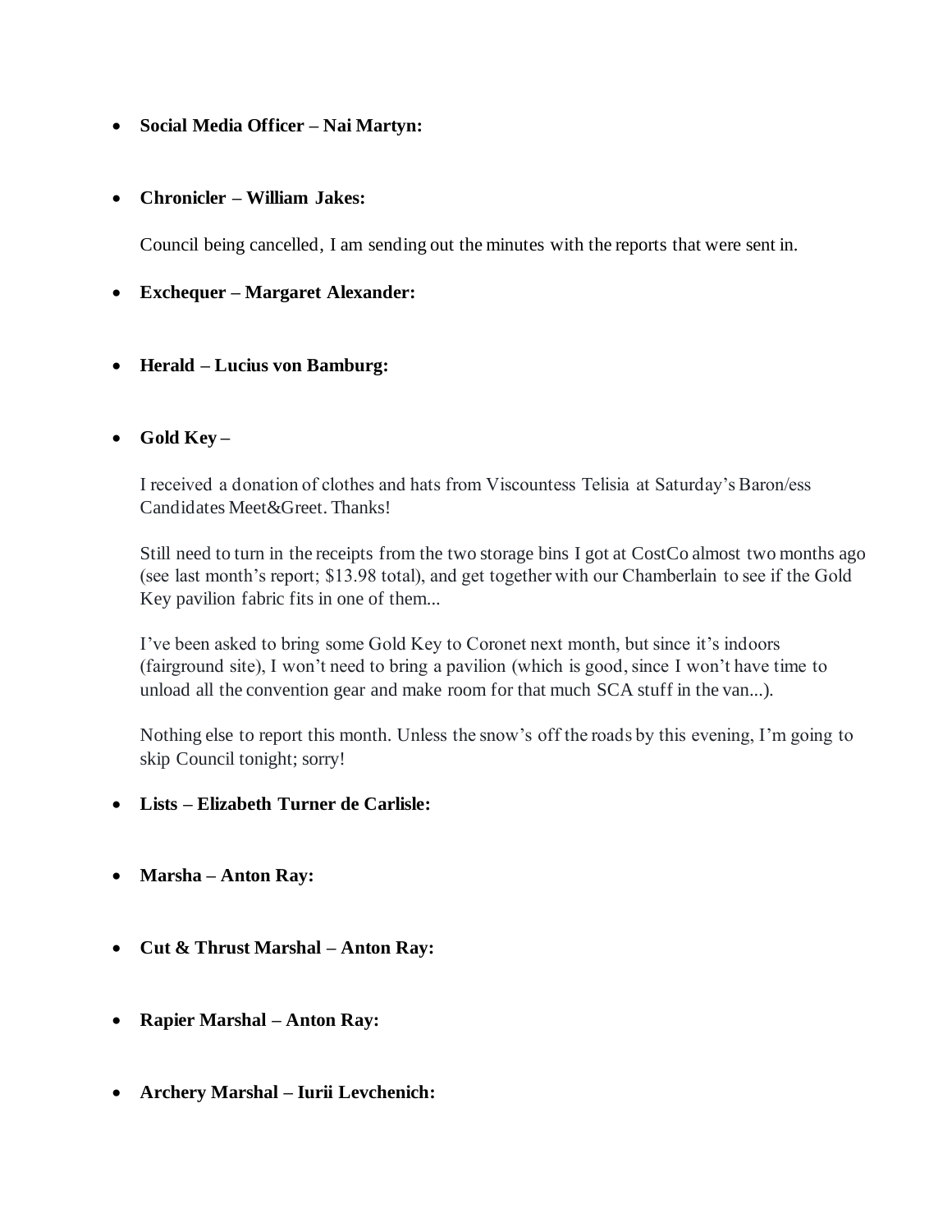- **Social Media Officer – Nai Martyn:**

- **Chronicler – William Jakes:**

  Council being cancelled, I am sending out the minutes with the reports that were sent in.

- **Exchequer – Margaret Alexander:**

- **Herald – Lucius von Bamburg:**

- **Gold Key –**

  I received a donation of clothes and hats from Viscountess Telisia at Saturday's Baron/ess Candidates Meet&Greet. Thanks!

  Still need to turn in the receipts from the two storage bins I got at CostCo almost two months ago (see last month's report; $13.98 total), and get together with our Chamberlain to see if the Gold Key pavilion fabric fits in one of them...

  I've been asked to bring some Gold Key to Coronet next month, but since it's indoors (fairground site), I won't need to bring a pavilion (which is good, since I won't have time to unload all the convention gear and make room for that much SCA stuff in the van...).

  Nothing else to report this month. Unless the snow's off the roads by this evening, I'm going to skip Council tonight; sorry!

- **Lists – Elizabeth Turner de Carlisle:**

- **Marsha – Anton Ray:**

- **Cut & Thrust Marshal – Anton Ray:**

- **Rapier Marshal – Anton Ray:**

- **Archery Marshal – Iurii Levchenich:**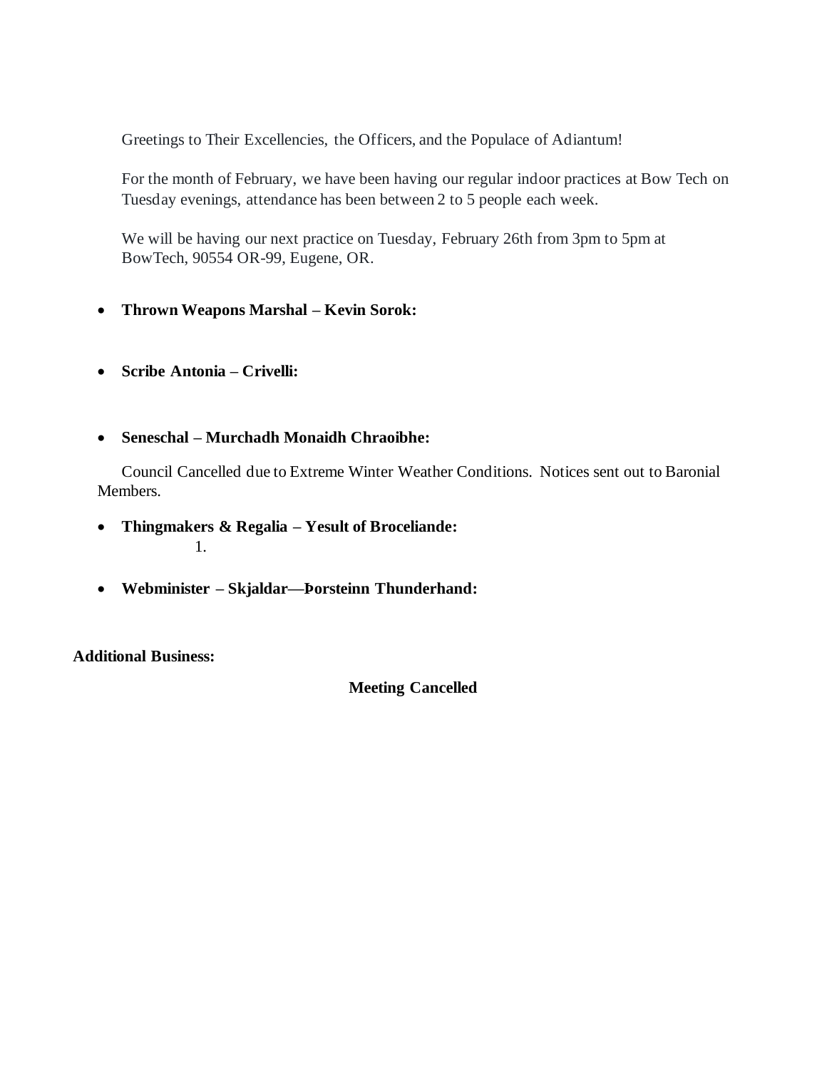Greetings to Their Excellencies, the Officers, and the Populace of Adiantum!

For the month of February, we have been having our regular indoor practices at Bow Tech on Tuesday evenings, attendance has been between 2 to 5 people each week.

We will be having our next practice on Tuesday, February 26th from 3pm to 5pm at BowTech, 90554 OR-99, Eugene, OR.

- **Thrown Weapons Marshal – Kevin Sorok:**

- **Scribe Antonia – Crivelli:**

- **Seneschal – Murchadh Monaidh Chraoibhe:**

Council Cancelled due to Extreme Winter Weather Conditions. Notices sent out to Baronial Members.

- **Thingmakers & Regalia – Yesult of Broceliande:**
  1.

- **Webminister – Skjaldar—Þorsteinn Thunderhand:**

**Additional Business:**

**Meeting Cancelled**